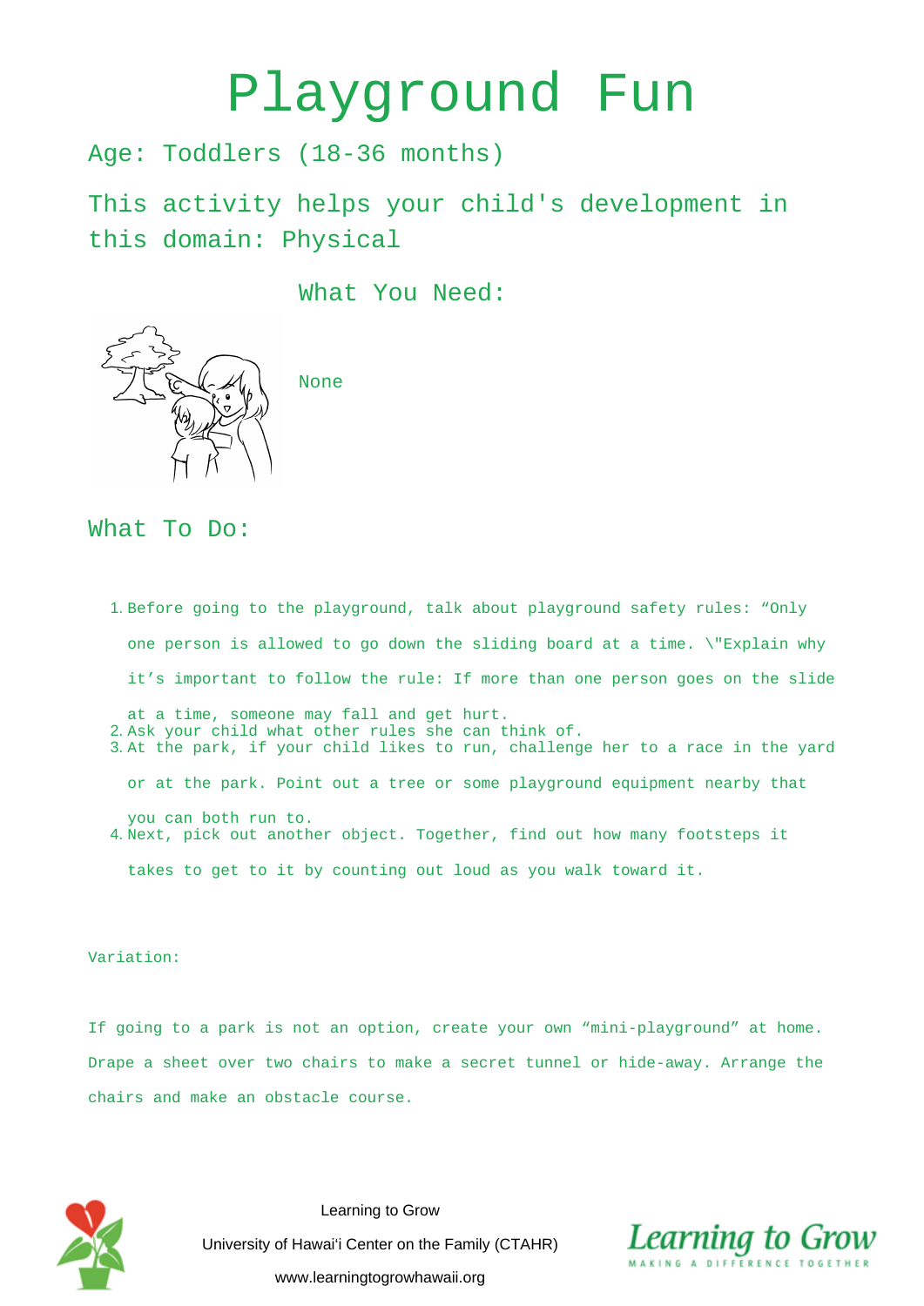# Playground Fun

## Age: Toddlers (18-36 months)

## This activity helps your child's development in this domain: Physical

## What You Need:

None

## What To Do:

1. Before going to the playground, talk about playground safety rules: “Only one person is allowed to go down the sliding board at a time. \"Explain why it’s important to follow the rule: If more than one person goes on the slide at a time, someone may fall and get hurt.
2. Ask your child what other rules she can think of.
3. At the park, if your child likes to run, challenge her to a race in the yard or at the park. Point out a tree or some playground equipment nearby that you can both run to.
4. Next, pick out another object. Together, find out how many footsteps it takes to get to it by counting out loud as you walk toward it.

Variation:

If going to a park is not an option, create your own “mini-playground” at home. Drape a sheet over two chairs to make a secret tunnel or hide-away. Arrange the chairs and make an obstacle course.

Learning to Grow

University of Hawaiʻi Center on the Family (CTAHR)

www.learningtogrowhawaii.org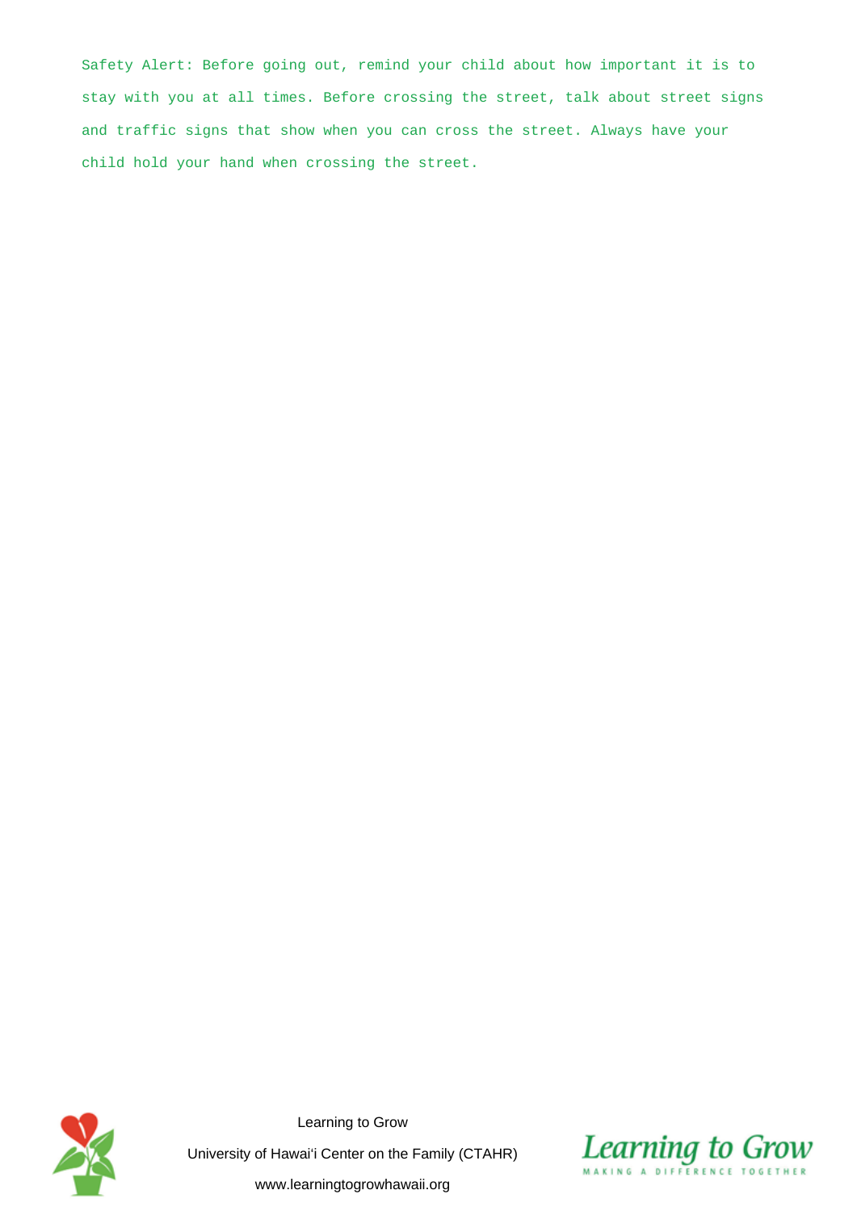Safety Alert: Before going out, remind your child about how important it is to stay with you at all times. Before crossing the street, talk about street signs and traffic signs that show when you can cross the street. Always have your child hold your hand when crossing the street.

Learning to Grow

University of Hawai'i Center on the Family (CTAHR)

www.learningtogrowhawaii.org